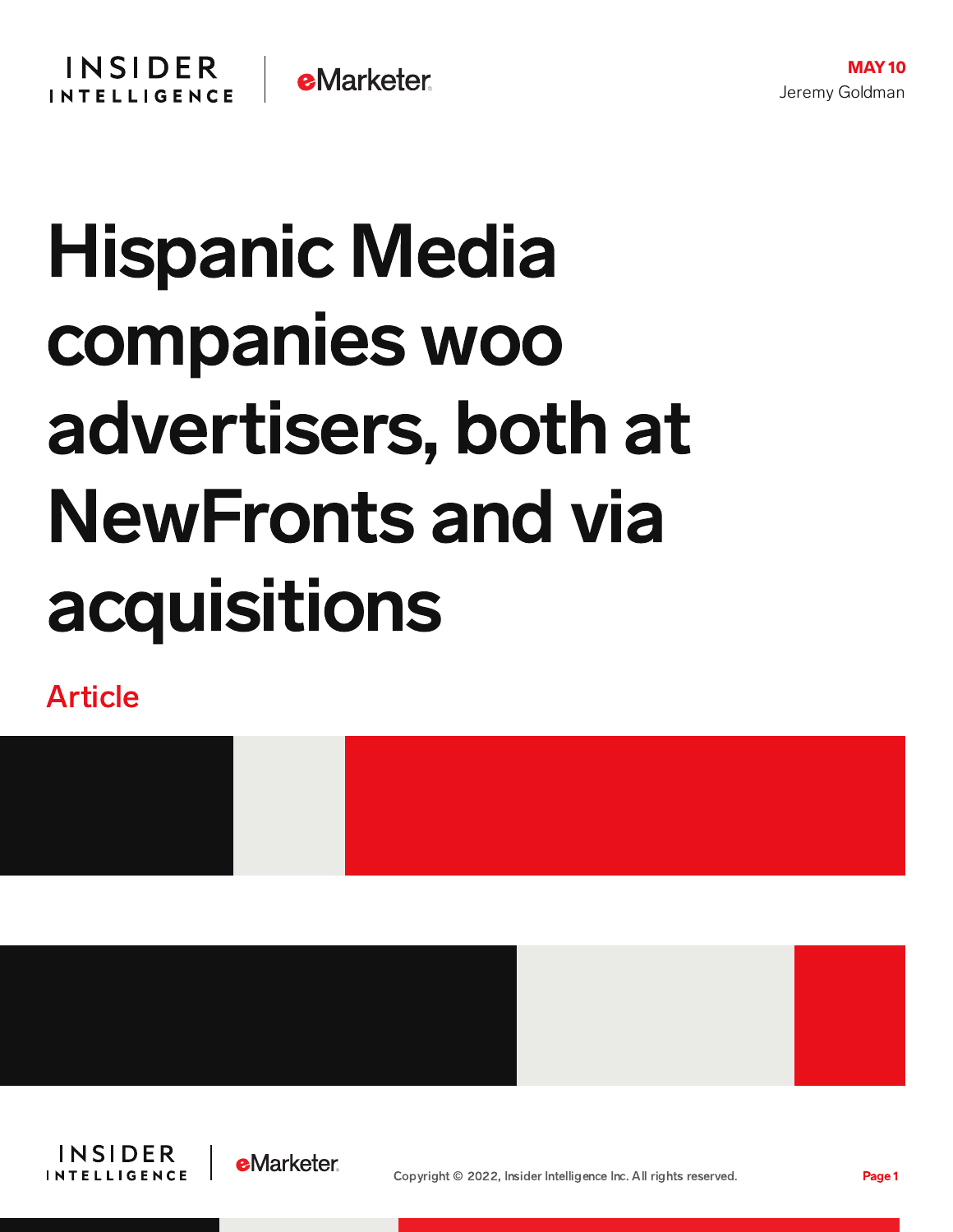MAY 10

Jeremy Goldman

# Hispanic Media companies woo advertisers, both at NewFronts and via acquisitions

Article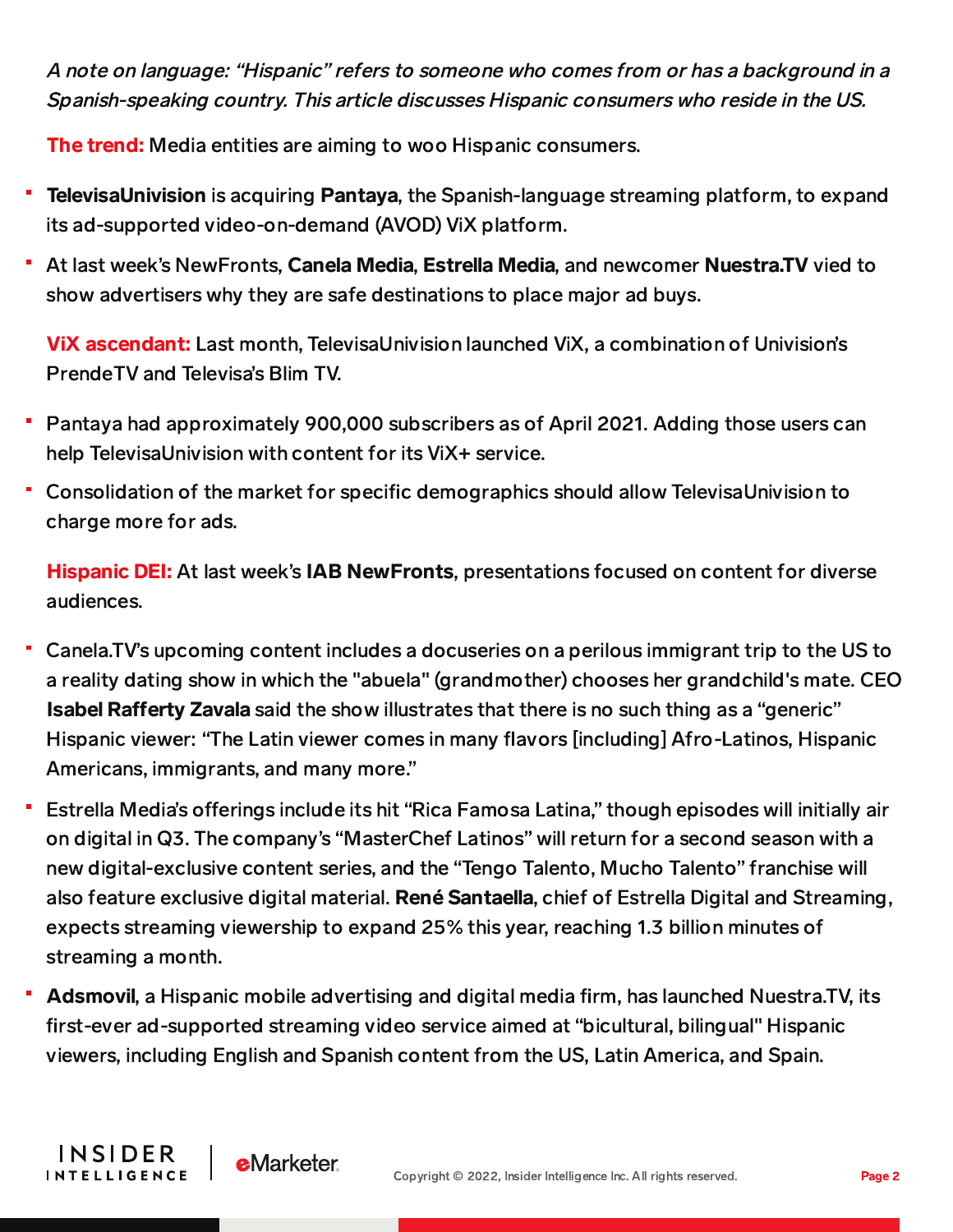*A note on language: "Hispanic" refers to someone who comes from or has a background in a Spanish-speaking country. This article discusses Hispanic consumers who reside in the US.*

**The trend:** Media entities are aiming to woo Hispanic consumers.

- **TelevisaUnivision** is acquiring **Pantaya**, the Spanish-language streaming platform, to expand its ad-supported video-on-demand (AVOD) ViX platform.
- At last week's NewFronts, **Canela Media**, **Estrella Media**, and newcomer **Nuestra.TV** vied to show advertisers why they are safe destinations to place major ad buys.

**ViX ascendant:** Last month, TelevisaUnivision launched ViX, a combination of Univision's PrendeTV and Televisa's Blim TV.

- Pantaya had approximately 900,000 subscribers as of April 2021. Adding those users can help TelevisaUnivision with content for its ViX+ service.
- Consolidation of the market for specific demographics should allow TelevisaUnivision to charge more for ads.

**Hispanic DEI:** At last week's **IAB NewFronts**, presentations focused on content for diverse audiences.

- Canela.TV's upcoming content includes a docuseries on a perilous immigrant trip to the US to a reality dating show in which the "abuela" (grandmother) chooses her grandchild's mate. CEO **Isabel Rafferty Zavala** said the show illustrates that there is no such thing as a "generic" Hispanic viewer: "The Latin viewer comes in many flavors [including] Afro-Latinos, Hispanic Americans, immigrants, and many more."
- Estrella Media's offerings include its hit "Rica Famosa Latina," though episodes will initially air on digital in Q3. The company's "MasterChef Latinos" will return for a second season with a new digital-exclusive content series, and the "Tengo Talento, Mucho Talento" franchise will also feature exclusive digital material. **René Santaella**, chief of Estrella Digital and Streaming, expects streaming viewership to expand 25% this year, reaching 1.3 billion minutes of streaming a month.
- **Adsmovil**, a Hispanic mobile advertising and digital media firm, has launched Nuestra.TV, its first-ever ad-supported streaming video service aimed at "bicultural, bilingual" Hispanic viewers, including English and Spanish content from the US, Latin America, and Spain.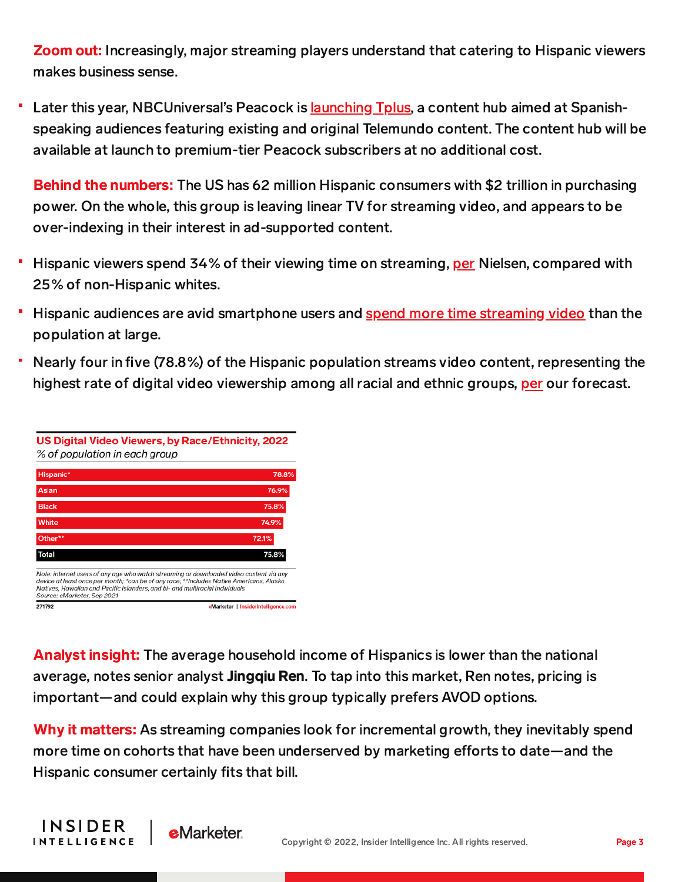**Zoom out:** Increasingly, major streaming players understand that catering to Hispanic viewers makes business sense.

- Later this year, NBCUniversal's Peacock is launching Tplus, a content hub aimed at Spanish-speaking audiences featuring existing and original Telemundo content. The content hub will be available at launch to premium-tier Peacock subscribers at no additional cost.

**Behind the numbers:** The US has 62 million Hispanic consumers with $2 trillion in purchasing power. On the whole, this group is leaving linear TV for streaming video, and appears to be over-indexing in their interest in ad-supported content.

- Hispanic viewers spend 34% of their viewing time on streaming, per Nielsen, compared with 25% of non-Hispanic whites.
- Hispanic audiences are avid smartphone users and spend more time streaming video than the population at large.
- Nearly four in five (78.8%) of the Hispanic population streams video content, representing the highest rate of digital video viewership among all racial and ethnic groups, per our forecast.

**US Digital Video Viewers, by Race/Ethnicity, 2022**
*% of population in each group*

Hispanic* 78.8%
Asian 76.9%
Black 75.8%
White 74.9%
Other** 72.1%
Total 75.8%

*Note: internet users of any age who watch streaming or downloaded video content via any device at least once per month; *can be of any race; **includes Native Americans, Alaska Natives, Hawaiian and Pacific Islanders, and bi- and multiracial individuals*
*Source: eMarketer, Sep 2021*

271792 eMarketer | InsiderIntelligence.com

**Analyst insight:** The average household income of Hispanics is lower than the national average, notes senior analyst **Jingqiu Ren**. To tap into this market, Ren notes, pricing is important—and could explain why this group typically prefers AVOD options.

**Why it matters:** As streaming companies look for incremental growth, they inevitably spend more time on cohorts that have been underserved by marketing efforts to date—and the Hispanic consumer certainly fits that bill.